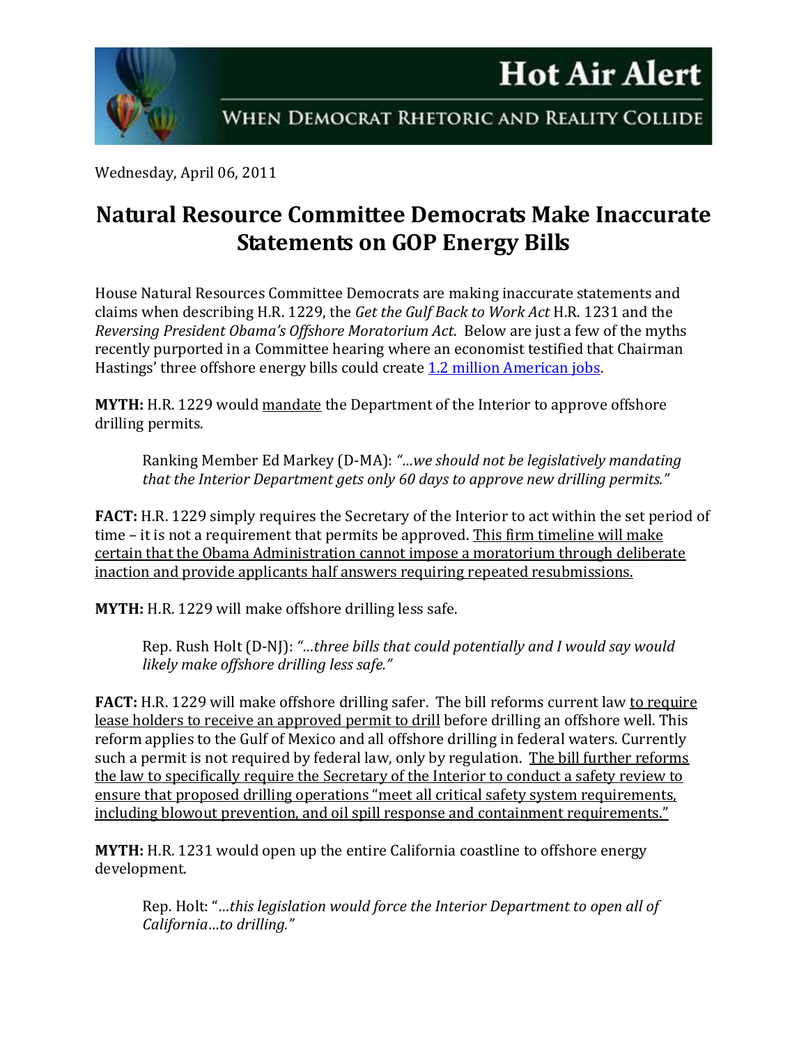# Hot Air Alert

WHEN DEMOCRAT RHETORIC AND REALITY COLLIDE

Wednesday, April 06, 2011

## Natural Resource Committee Democrats Make Inaccurate Statements on GOP Energy Bills

House Natural Resources Committee Democrats are making inaccurate statements and claims when describing H.R. 1229, the *Get the Gulf Back to Work Act* H.R. 1231 and the *Reversing President Obama's Offshore Moratorium Act*. Below are just a few of the myths recently purported in a Committee hearing where an economist testified that Chairman Hastings' three offshore energy bills could create 1.2 million American jobs.

**MYTH:** H.R. 1229 would mandate the Department of the Interior to approve offshore drilling permits.

> Ranking Member Ed Markey (D-MA): *"…we should not be legislatively mandating that the Interior Department gets only 60 days to approve new drilling permits."*

**FACT:** H.R. 1229 simply requires the Secretary of the Interior to act within the set period of time – it is not a requirement that permits be approved. This firm timeline will make certain that the Obama Administration cannot impose a moratorium through deliberate inaction and provide applicants half answers requiring repeated resubmissions.

**MYTH:** H.R. 1229 will make offshore drilling less safe.

> Rep. Rush Holt (D-NJ): *"…three bills that could potentially and I would say would likely make offshore drilling less safe."*

**FACT:** H.R. 1229 will make offshore drilling safer. The bill reforms current law to require lease holders to receive an approved permit to drill before drilling an offshore well. This reform applies to the Gulf of Mexico and all offshore drilling in federal waters. Currently such a permit is not required by federal law, only by regulation. The bill further reforms the law to specifically require the Secretary of the Interior to conduct a safety review to ensure that proposed drilling operations "meet all critical safety system requirements, including blowout prevention, and oil spill response and containment requirements."

**MYTH:** H.R. 1231 would open up the entire California coastline to offshore energy development.

> Rep. Holt: "*…this legislation would force the Interior Department to open all of California…to drilling."*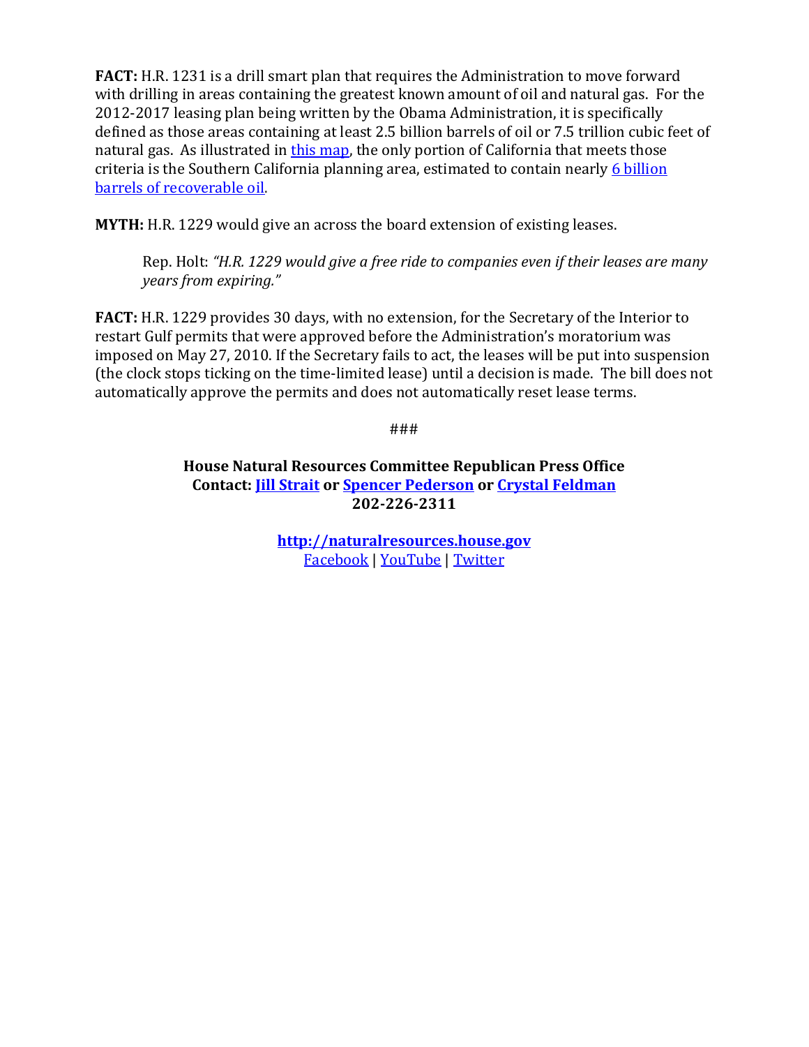**FACT:** H.R. 1231 is a drill smart plan that requires the Administration to move forward with drilling in areas containing the greatest known amount of oil and natural gas. For the 2012-2017 leasing plan being written by the Obama Administration, it is specifically defined as those areas containing at least 2.5 billion barrels of oil or 7.5 trillion cubic feet of natural gas. As illustrated in this map, the only portion of California that meets those criteria is the Southern California planning area, estimated to contain nearly 6 billion barrels of recoverable oil.

**MYTH:** H.R. 1229 would give an across the board extension of existing leases.

> Rep. Holt: *"H.R. 1229 would give a free ride to companies even if their leases are many years from expiring."*

**FACT:** H.R. 1229 provides 30 days, with no extension, for the Secretary of the Interior to restart Gulf permits that were approved before the Administration's moratorium was imposed on May 27, 2010. If the Secretary fails to act, the leases will be put into suspension (the clock stops ticking on the time-limited lease) until a decision is made. The bill does not automatically approve the permits and does not automatically reset lease terms.

###

**House Natural Resources Committee Republican Press Office**
**Contact: Jill Strait or Spencer Pederson or Crystal Feldman**
**202-226-2311**

**http://naturalresources.house.gov**
Facebook | YouTube | Twitter